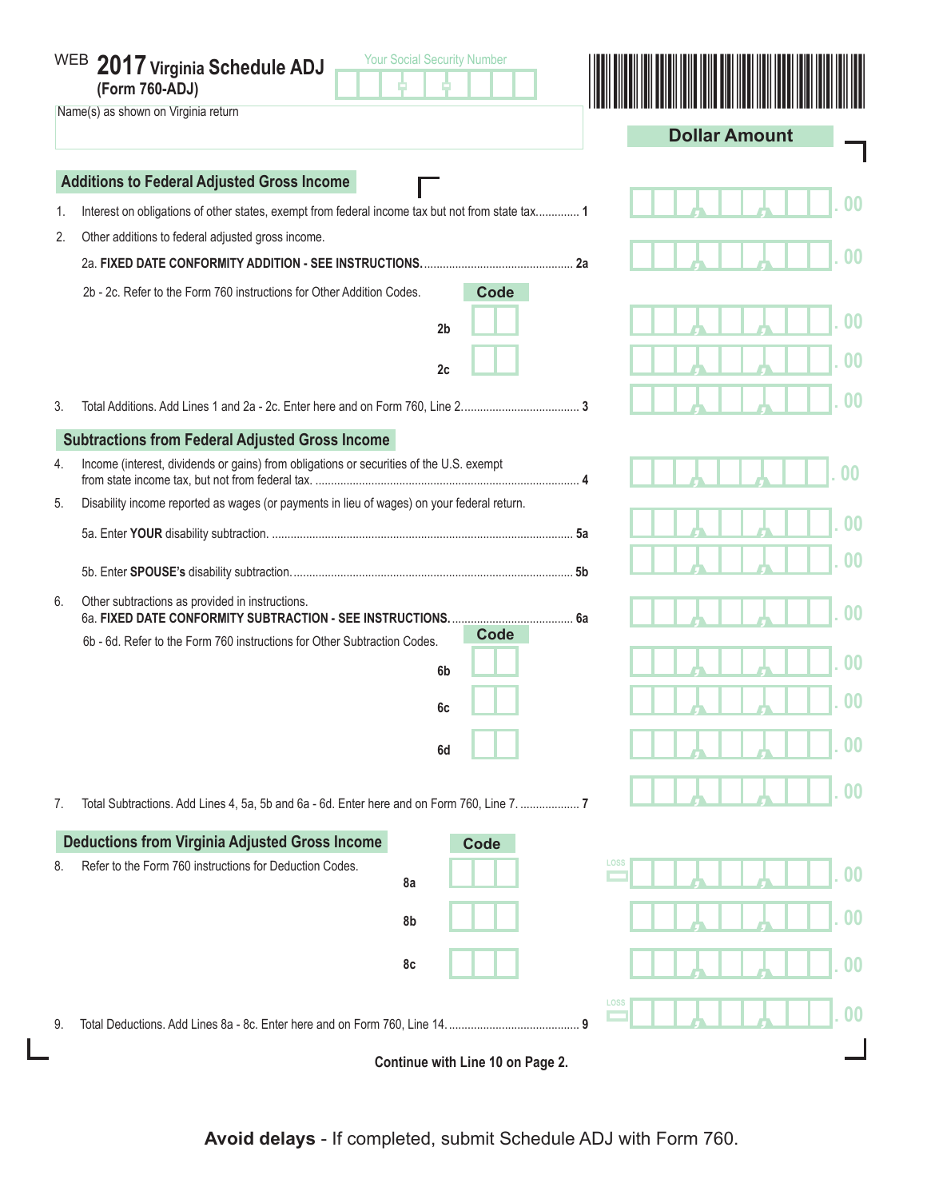WEB **2017 Virginia Schedule ADJ**
**(Form 760-ADJ)**

Your Social Security Number

Name(s) as shown on Virginia return

**Dollar Amount**

## Additions to Federal Adjusted Gross Income

1. Interest on obligations of other states, exempt from federal income tax but not from state tax............. 1 _______ .00
2. Other additions to federal adjusted gross income.
   2a. **FIXED DATE CONFORMITY ADDITION - SEE INSTRUCTIONS.**............................................... 2a _______ .00
   2b - 2c. Refer to the Form 760 instructions for Other Addition Codes. **Code**
   2b ____ _______ .00
   2c ____ _______ .00
3. Total Additions. Add Lines 1 and 2a - 2c. Enter here and on Form 760, Line 2..................................... 3 _______ .00

## Subtractions from Federal Adjusted Gross Income

4. Income (interest, dividends or gains) from obligations or securities of the U.S. exempt from state income tax, but not from federal tax. .................................................................................... 4 _______ .00
5. Disability income reported as wages (or payments in lieu of wages) on your federal return.
   5a. Enter **YOUR** disability subtraction. ................................................................................................ 5a _______ .00
   5b. Enter **SPOUSE's** disability subtraction.......................................................................................... 5b _______ .00
6. Other subtractions as provided in instructions.
   6a. **FIXED DATE CONFORMITY SUBTRACTION - SEE INSTRUCTIONS.**....................................... 6a _______ .00
   6b - 6d. Refer to the Form 760 instructions for Other Subtraction Codes. **Code**
   6b ____ _______ .00
   6c ____ _______ .00
   6d ____ _______ .00
7. Total Subtractions. Add Lines 4, 5a, 5b and 6a - 6d. Enter here and on Form 760, Line 7. ................... 7 _______ .00

## Deductions from Virginia Adjusted Gross Income

**Code**

8. Refer to the Form 760 instructions for Deduction Codes.
   8a ____ LOSS _______ .00
   8b ____ _______ .00
   8c ____ _______ .00
9. Total Deductions. Add Lines 8a - 8c. Enter here and on Form 760, Line 14.......................................... 9 LOSS _______ .00

**Continue with Line 10 on Page 2.**

**Avoid delays** - If completed, submit Schedule ADJ with Form 760.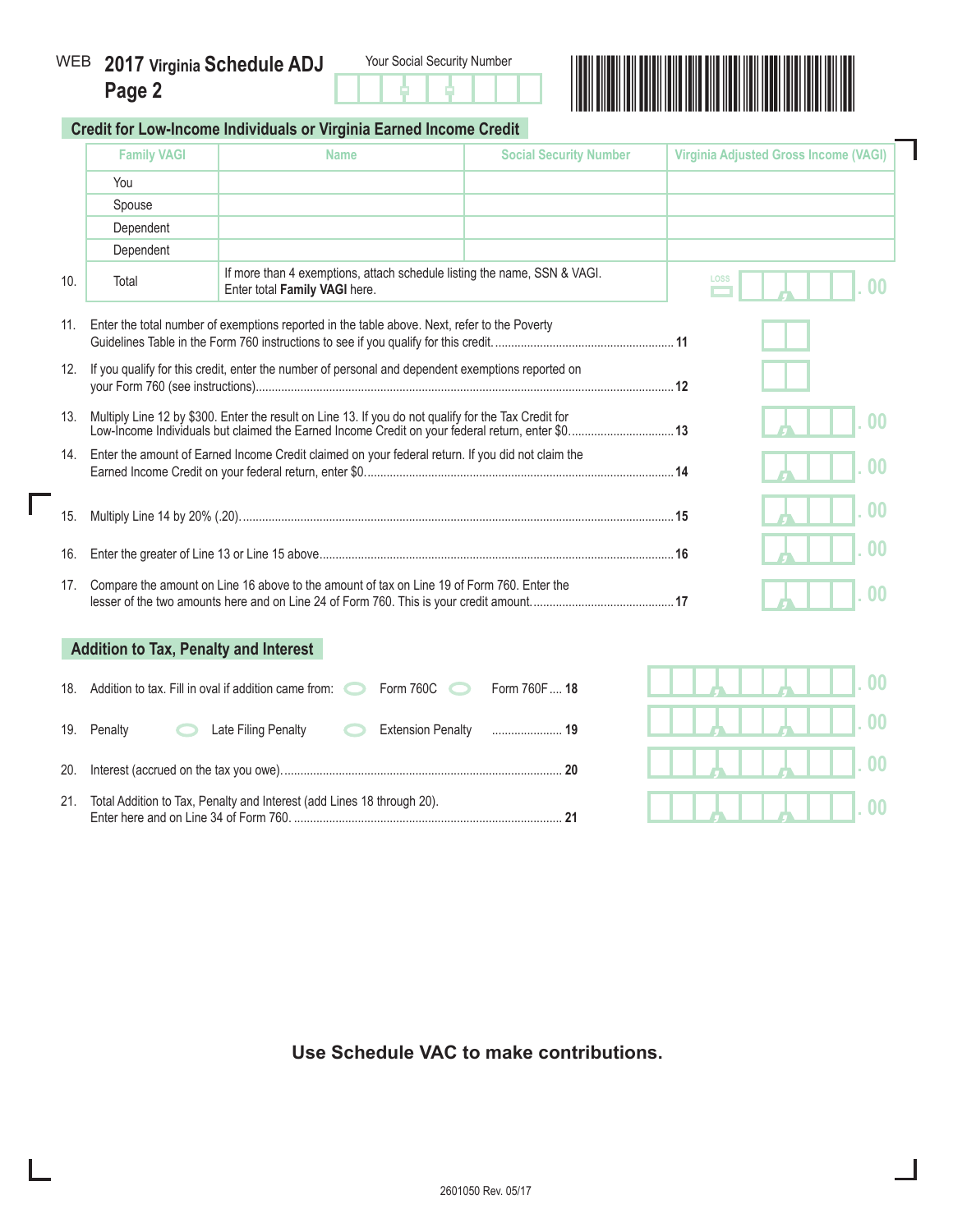# 2017 Virginia Schedule ADJ Page 2

Your Social Security Number

## Credit for Low-Income Individuals or Virginia Earned Income Credit

| | Family VAGI | Name | Social Security Number | Virginia Adjusted Gross Income (VAGI) |
|---|---|---|---|---|
| | You | | | |
| | Spouse | | | |
| | Dependent | | | |
| | Dependent | | | |
| 10. | Total | If more than 4 exemptions, attach schedule listing the name, SSN & VAGI. Enter total **Family VAGI** here. | | LOSS .00 |

11. Enter the total number of exemptions reported in the table above. Next, refer to the Poverty Guidelines Table in the Form 760 instructions to see if you qualify for this credit. ........ 11

12. If you qualify for this credit, enter the number of personal and dependent exemptions reported on your Form 760 (see instructions). ........ 12

13. Multiply Line 12 by $300. Enter the result on Line 13. If you do not qualify for the Tax Credit for Low-Income Individuals but claimed the Earned Income Credit on your federal return, enter $0. ........ 13 .00

14. Enter the amount of Earned Income Credit claimed on your federal return. If you did not claim the Earned Income Credit on your federal return, enter $0. ........ 14 .00

15. Multiply Line 14 by 20% (.20). ........ 15 .00

16. Enter the greater of Line 13 or Line 15 above. ........ 16 .00

17. Compare the amount on Line 16 above to the amount of tax on Line 19 of Form 760. Enter the lesser of the two amounts here and on Line 24 of Form 760. This is your credit amount. ........ 17 .00

## Addition to Tax, Penalty and Interest

18. Addition to tax. Fill in oval if addition came from: ⬭ Form 760C ⬭ Form 760F .... 18 .00

19. Penalty ⬭ Late Filing Penalty ⬭ Extension Penalty ........ 19 .00

20. Interest (accrued on the tax you owe). ........ 20 .00

21. Total Addition to Tax, Penalty and Interest (add Lines 18 through 20). Enter here and on Line 34 of Form 760. ........ 21 .00

**Use Schedule VAC to make contributions.**

2601050 Rev. 05/17